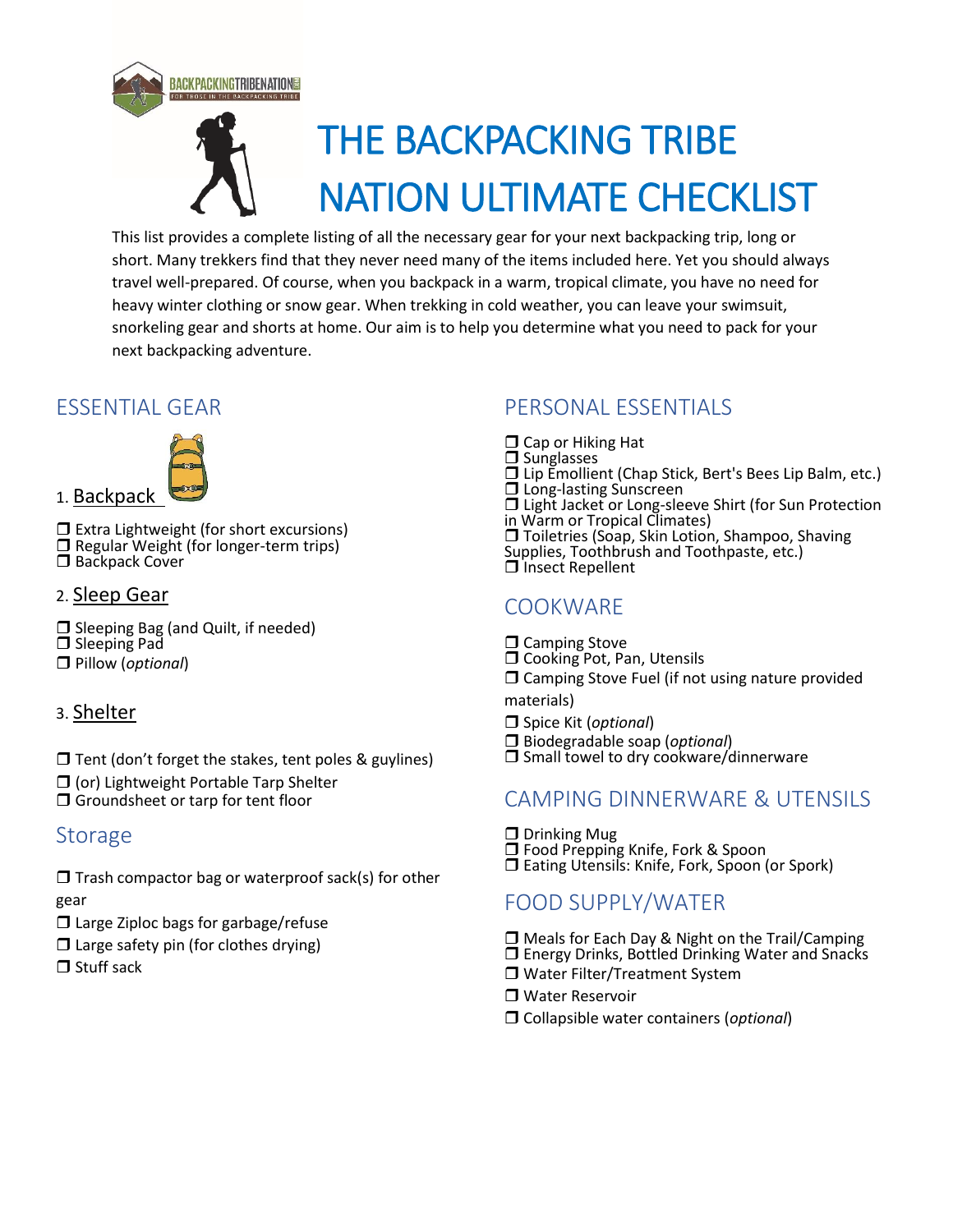# THE BACKPACKING TRIBE NATION ULTIMATE CHECKLIST

This list provides a complete listing of all the necessary gear for your next backpacking trip, long or short. Many trekkers find that they never need many of the items included here. Yet you should always travel well-prepared. Of course, when you backpack in a warm, tropical climate, you have no need for heavy winter clothing or snow gear. When trekking in cold weather, you can leave your swimsuit, snorkeling gear and shorts at home. Our aim is to help you determine what you need to pack for your next backpacking adventure.

## ESSENTIAL GEAR

1. Backpack

- ❒ Extra Lightweight (for short excursions)
- ❒ Regular Weight (for longer-term trips)
- ❒ Backpack Cover

2. Sleep Gear

- ❒ Sleeping Bag (and Quilt, if needed)
- ❒ Sleeping Pad
- ❒ Pillow (*optional*)

3. Shelter

- ❒ Tent (don't forget the stakes, tent poles & guylines)
- ❒ (or) Lightweight Portable Tarp Shelter
- ❒ Groundsheet or tarp for tent floor

## Storage

- ❒ Trash compactor bag or waterproof sack(s) for other gear
- ❒ Large Ziploc bags for garbage/refuse
- ❒ Large safety pin (for clothes drying)
- ❒ Stuff sack

## PERSONAL ESSENTIALS

- ❒ Cap or Hiking Hat
- ❒ Sunglasses
- ❒ Lip Emollient (Chap Stick, Bert's Bees Lip Balm, etc.)
- ❒ Long-lasting Sunscreen
- ❒ Light Jacket or Long-sleeve Shirt (for Sun Protection in Warm or Tropical Climates)
- ❒ Toiletries (Soap, Skin Lotion, Shampoo, Shaving Supplies, Toothbrush and Toothpaste, etc.)
- ❒ Insect Repellent

## COOKWARE

- ❒ Camping Stove
- ❒ Cooking Pot, Pan, Utensils
- ❒ Camping Stove Fuel (if not using nature provided materials)
- ❒ Spice Kit (*optional*)
- ❒ Biodegradable soap (*optional*)
- ❒ Small towel to dry cookware/dinnerware

## CAMPING DINNERWARE & UTENSILS

- ❒ Drinking Mug
- ❒ Food Prepping Knife, Fork & Spoon
- ❒ Eating Utensils: Knife, Fork, Spoon (or Spork)

## FOOD SUPPLY/WATER

- ❒ Meals for Each Day & Night on the Trail/Camping
- ❒ Energy Drinks, Bottled Drinking Water and Snacks
- ❒ Water Filter/Treatment System
- ❒ Water Reservoir
- ❒ Collapsible water containers (*optional*)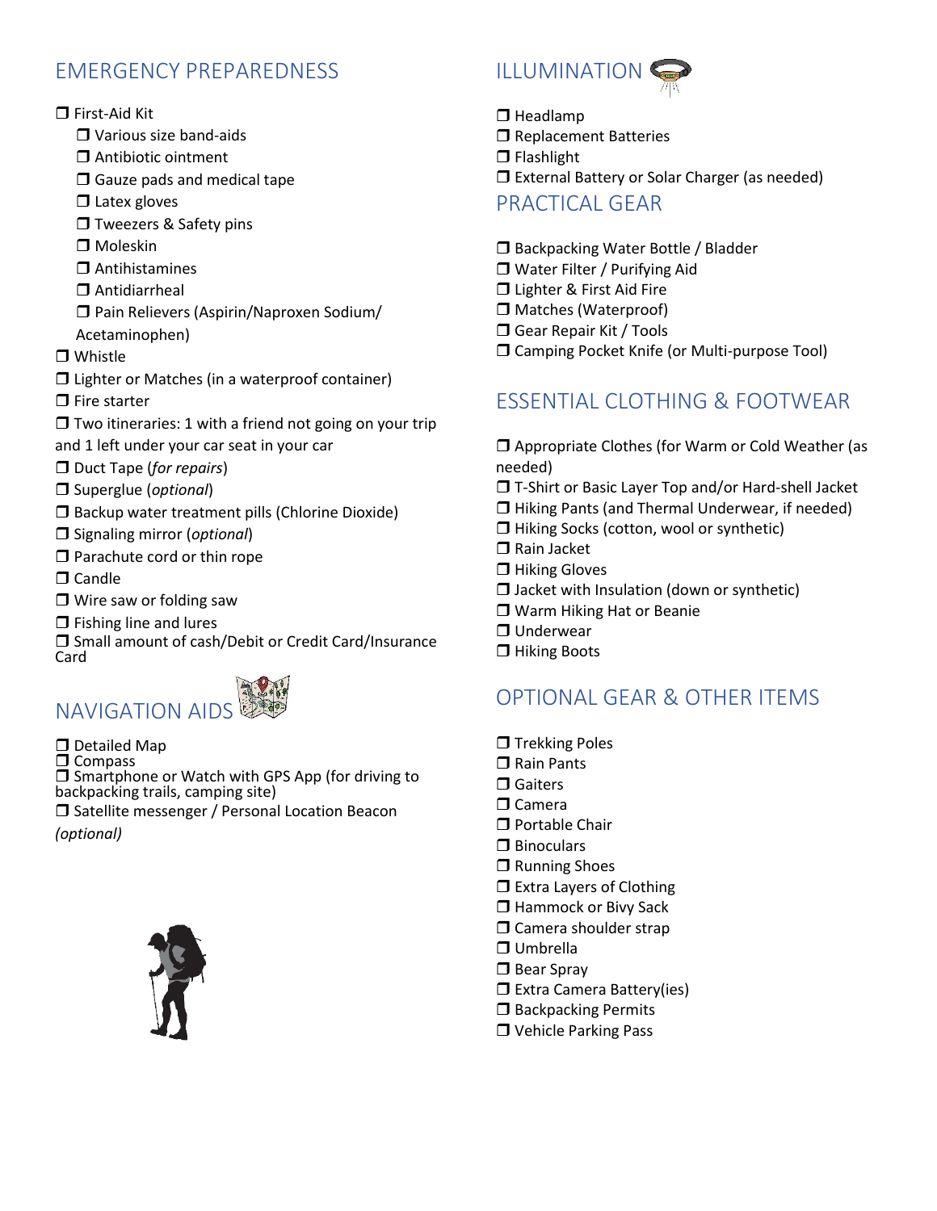## EMERGENCY PREPAREDNESS

- ❒ First-Aid Kit
  - ❒ Various size band-aids
  - ❒ Antibiotic ointment
  - ❒ Gauze pads and medical tape
  - ❒ Latex gloves
  - ❒ Tweezers & Safety pins
  - ❒ Moleskin
  - ❒ Antihistamines
  - ❒ Antidiarrheal
  - ❒ Pain Relievers (Aspirin/Naproxen Sodium/ Acetaminophen)
- ❒ Whistle
- ❒ Lighter or Matches (in a waterproof container)
- ❒ Fire starter
- ❒ Two itineraries: 1 with a friend not going on your trip and 1 left under your car seat in your car
- ❒ Duct Tape (*for repairs*)
- ❒ Superglue (*optional*)
- ❒ Backup water treatment pills (Chlorine Dioxide)
- ❒ Signaling mirror (*optional*)
- ❒ Parachute cord or thin rope
- ❒ Candle
- ❒ Wire saw or folding saw
- ❒ Fishing line and lures
- ❒ Small amount of cash/Debit or Credit Card/Insurance Card

## NAVIGATION AIDS

- ❒ Detailed Map
- ❒ Compass
- ❒ Smartphone or Watch with GPS App (for driving to backpacking trails, camping site)
- ❒ Satellite messenger / Personal Location Beacon *(optional)*

## ILLUMINATION

- ❒ Headlamp
- ❒ Replacement Batteries
- ❒ Flashlight
- ❒ External Battery or Solar Charger (as needed)

## PRACTICAL GEAR

- ❒ Backpacking Water Bottle / Bladder
- ❒ Water Filter / Purifying Aid
- ❒ Lighter & First Aid Fire
- ❒ Matches (Waterproof)
- ❒ Gear Repair Kit / Tools
- ❒ Camping Pocket Knife (or Multi-purpose Tool)

## ESSENTIAL CLOTHING & FOOTWEAR

- ❒ Appropriate Clothes (for Warm or Cold Weather (as needed)
- ❒ T-Shirt or Basic Layer Top and/or Hard-shell Jacket
- ❒ Hiking Pants (and Thermal Underwear, if needed)
- ❒ Hiking Socks (cotton, wool or synthetic)
- ❒ Rain Jacket
- ❒ Hiking Gloves
- ❒ Jacket with Insulation (down or synthetic)
- ❒ Warm Hiking Hat or Beanie
- ❒ Underwear
- ❒ Hiking Boots

## OPTIONAL GEAR & OTHER ITEMS

- ❒ Trekking Poles
- ❒ Rain Pants
- ❒ Gaiters
- ❒ Camera
- ❒ Portable Chair
- ❒ Binoculars
- ❒ Running Shoes
- ❒ Extra Layers of Clothing
- ❒ Hammock or Bivy Sack
- ❒ Camera shoulder strap
- ❒ Umbrella
- ❒ Bear Spray
- ❒ Extra Camera Battery(ies)
- ❒ Backpacking Permits
- ❒ Vehicle Parking Pass